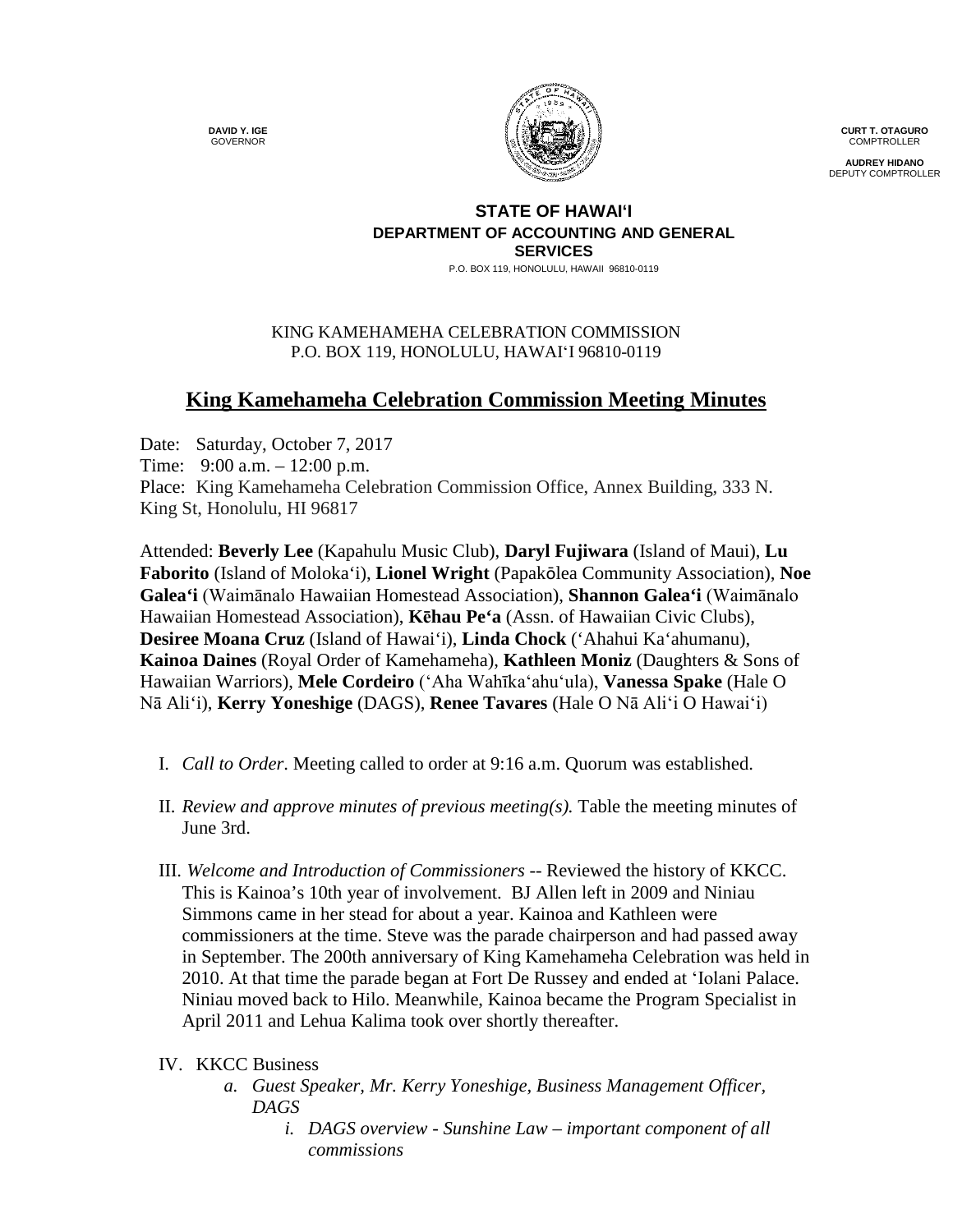**DAVID Y. IGE**
GOVERNOR

**CURT T. OTAGURO**
COMPTROLLER

**AUDREY HIDANO**
DEPUTY COMPTROLLER

**STATE OF HAWAIʻI**
**DEPARTMENT OF ACCOUNTING AND GENERAL SERVICES**
P.O. BOX 119, HONOLULU, HAWAII 96810-0119

KING KAMEHAMEHA CELEBRATION COMMISSION
P.O. BOX 119, HONOLULU, HAWAIʻI 96810-0119

# King Kamehameha Celebration Commission Meeting Minutes

Date: Saturday, October 7, 2017
Time: 9:00 a.m. – 12:00 p.m.
Place: King Kamehameha Celebration Commission Office, Annex Building, 333 N. King St, Honolulu, HI 96817

Attended: **Beverly Lee** (Kapahulu Music Club), **Daryl Fujiwara** (Island of Maui), **Lu Faborito** (Island of Molokaʻi), **Lionel Wright** (Papakōlea Community Association), **Noe Galeaʻi** (Waimānalo Hawaiian Homestead Association), **Shannon Galeaʻi** (Waimānalo Hawaiian Homestead Association), **Kēhau Peʻa** (Assn. of Hawaiian Civic Clubs), **Desiree Moana Cruz** (Island of Hawaiʻi), **Linda Chock** (ʻAhahui Kaʻahumanu), **Kainoa Daines** (Royal Order of Kamehameha), **Kathleen Moniz** (Daughters & Sons of Hawaiian Warriors), **Mele Cordeiro** (ʻAha Wahīkaʻahuʻula), **Vanessa Spake** (Hale O Nā Aliʻi), **Kerry Yoneshige** (DAGS), **Renee Tavares** (Hale O Nā Aliʻi O Hawaiʻi)

I. *Call to Order*. Meeting called to order at 9:16 a.m. Quorum was established.

II. *Review and approve minutes of previous meeting(s).* Table the meeting minutes of June 3rd.

III. *Welcome and Introduction of Commissioners* -- Reviewed the history of KKCC. This is Kainoa's 10th year of involvement. BJ Allen left in 2009 and Niniau Simmons came in her stead for about a year. Kainoa and Kathleen were commissioners at the time. Steve was the parade chairperson and had passed away in September. The 200th anniversary of King Kamehameha Celebration was held in 2010. At that time the parade began at Fort De Russey and ended at ʻIolani Palace. Niniau moved back to Hilo. Meanwhile, Kainoa became the Program Specialist in April 2011 and Lehua Kalima took over shortly thereafter.

IV. KKCC Business
   a. *Guest Speaker, Mr. Kerry Yoneshige, Business Management Officer, DAGS*
      i. *DAGS overview - Sunshine Law – important component of all commissions*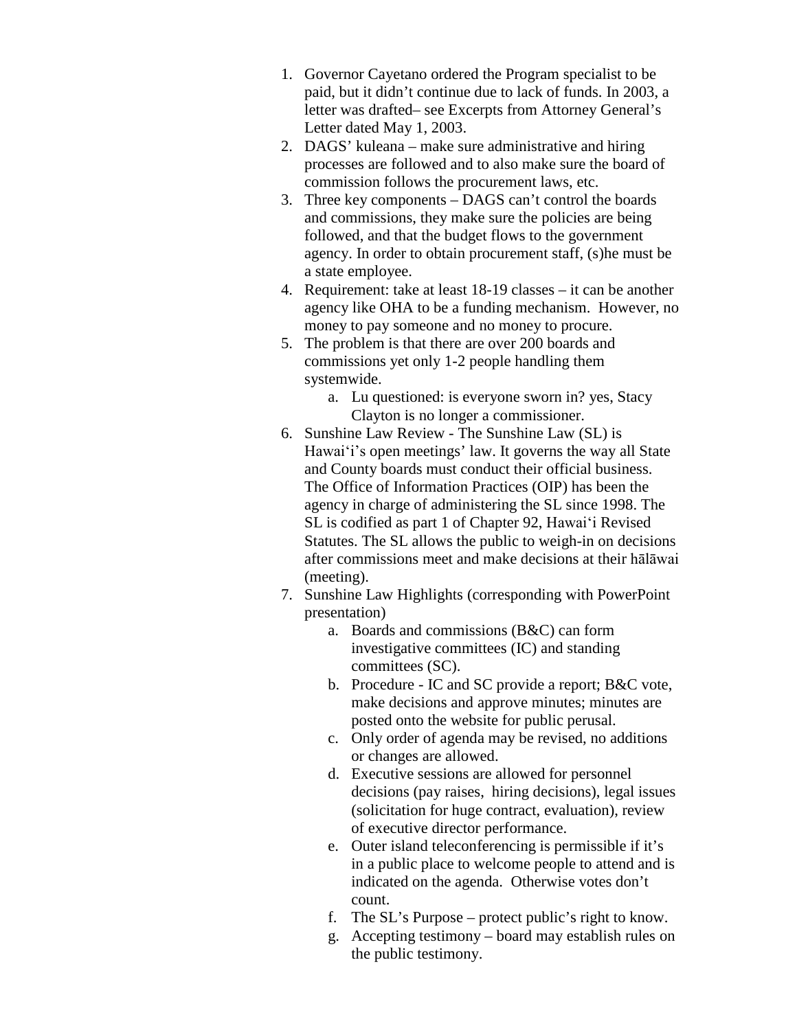1. Governor Cayetano ordered the Program specialist to be paid, but it didn’t continue due to lack of funds. In 2003, a letter was drafted– see Excerpts from Attorney General’s Letter dated May 1, 2003.
2. DAGS’ kuleana – make sure administrative and hiring processes are followed and to also make sure the board of commission follows the procurement laws, etc.
3. Three key components – DAGS can’t control the boards and commissions, they make sure the policies are being followed, and that the budget flows to the government agency. In order to obtain procurement staff, (s)he must be a state employee.
4. Requirement: take at least 18-19 classes – it can be another agency like OHA to be a funding mechanism. However, no money to pay someone and no money to procure.
5. The problem is that there are over 200 boards and commissions yet only 1-2 people handling them systemwide.
    a. Lu questioned: is everyone sworn in? yes, Stacy Clayton is no longer a commissioner.
6. Sunshine Law Review - The Sunshine Law (SL) is Hawai‘i’s open meetings’ law. It governs the way all State and County boards must conduct their official business. The Office of Information Practices (OIP) has been the agency in charge of administering the SL since 1998. The SL is codified as part 1 of Chapter 92, Hawai‘i Revised Statutes. The SL allows the public to weigh-in on decisions after commissions meet and make decisions at their hālāwai (meeting).
7. Sunshine Law Highlights (corresponding with PowerPoint presentation)
    a. Boards and commissions (B&C) can form investigative committees (IC) and standing committees (SC).
    b. Procedure - IC and SC provide a report; B&C vote, make decisions and approve minutes; minutes are posted onto the website for public perusal.
    c. Only order of agenda may be revised, no additions or changes are allowed.
    d. Executive sessions are allowed for personnel decisions (pay raises, hiring decisions), legal issues (solicitation for huge contract, evaluation), review of executive director performance.
    e. Outer island teleconferencing is permissible if it’s in a public place to welcome people to attend and is indicated on the agenda. Otherwise votes don’t count.
    f. The SL’s Purpose – protect public’s right to know.
    g. Accepting testimony – board may establish rules on the public testimony.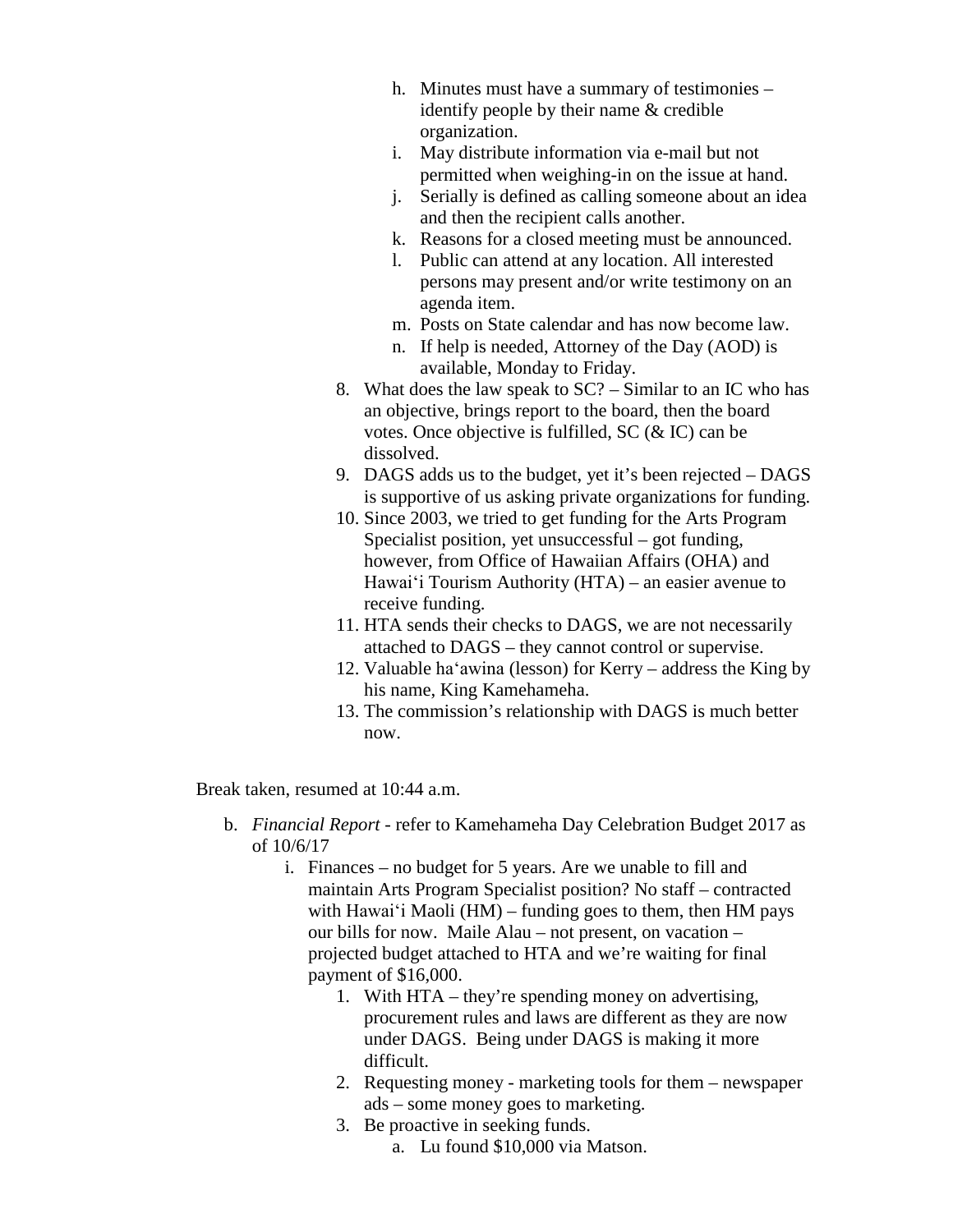h. Minutes must have a summary of testimonies – identify people by their name & credible organization.
i. May distribute information via e-mail but not permitted when weighing-in on the issue at hand.
j. Serially is defined as calling someone about an idea and then the recipient calls another.
k. Reasons for a closed meeting must be announced.
l. Public can attend at any location. All interested persons may present and/or write testimony on an agenda item.
m. Posts on State calendar and has now become law.
n. If help is needed, Attorney of the Day (AOD) is available, Monday to Friday.

8. What does the law speak to SC? – Similar to an IC who has an objective, brings report to the board, then the board votes. Once objective is fulfilled, SC (& IC) can be dissolved.
9. DAGS adds us to the budget, yet it's been rejected – DAGS is supportive of us asking private organizations for funding.
10. Since 2003, we tried to get funding for the Arts Program Specialist position, yet unsuccessful – got funding, however, from Office of Hawaiian Affairs (OHA) and Hawaiʻi Tourism Authority (HTA) – an easier avenue to receive funding.
11. HTA sends their checks to DAGS, we are not necessarily attached to DAGS – they cannot control or supervise.
12. Valuable haʻawina (lesson) for Kerry – address the King by his name, King Kamehameha.
13. The commission's relationship with DAGS is much better now.

Break taken, resumed at 10:44 a.m.

b. *Financial Report* - refer to Kamehameha Day Celebration Budget 2017 as of 10/6/17
   i. Finances – no budget for 5 years. Are we unable to fill and maintain Arts Program Specialist position? No staff – contracted with Hawaiʻi Maoli (HM) – funding goes to them, then HM pays our bills for now. Maile Alau – not present, on vacation – projected budget attached to HTA and we're waiting for final payment of $16,000.
      1. With HTA – they're spending money on advertising, procurement rules and laws are different as they are now under DAGS. Being under DAGS is making it more difficult.
      2. Requesting money - marketing tools for them – newspaper ads – some money goes to marketing.
      3. Be proactive in seeking funds.
         a. Lu found $10,000 via Matson.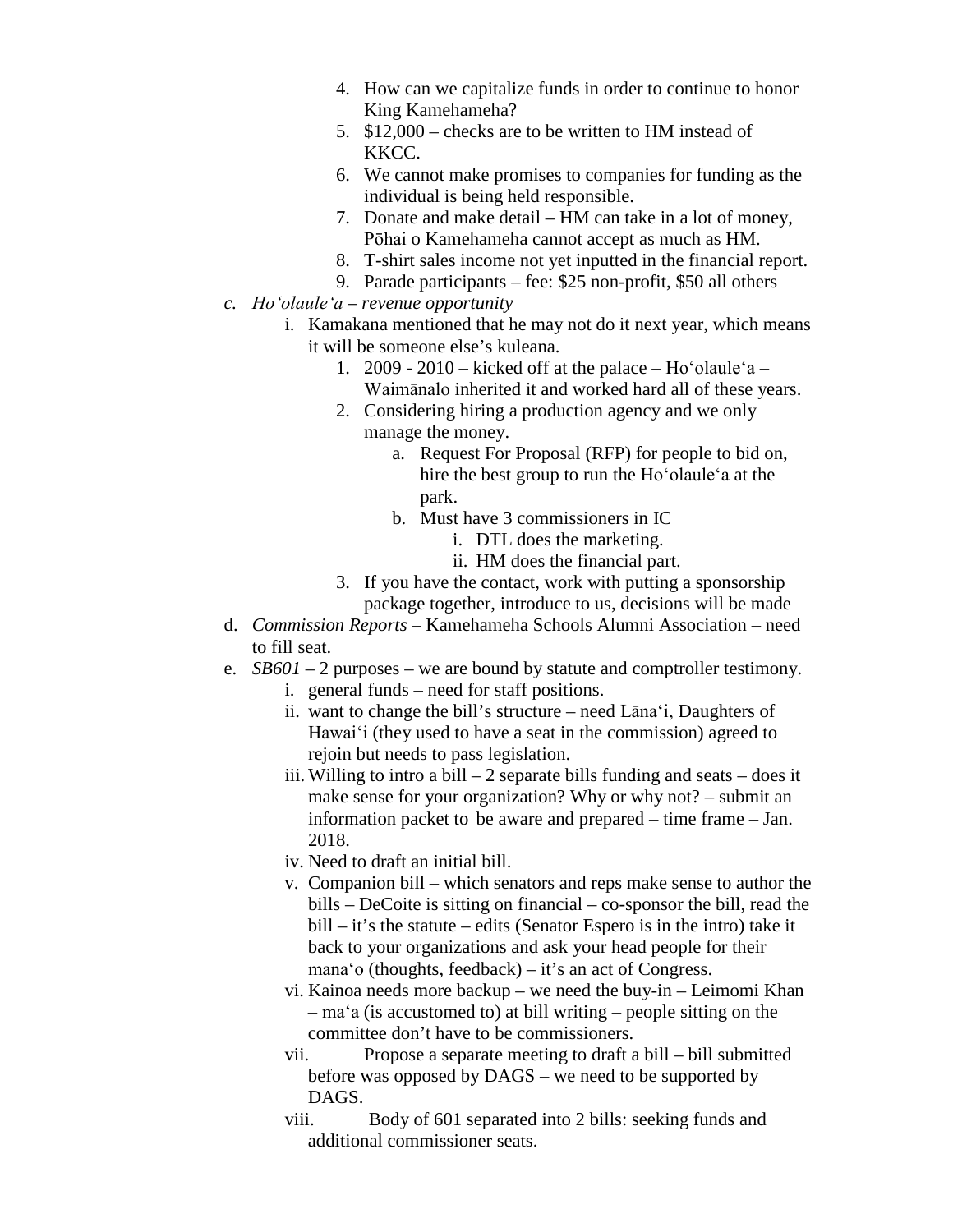4. How can we capitalize funds in order to continue to honor King Kamehameha?
5. $12,000 – checks are to be written to HM instead of KKCC.
6. We cannot make promises to companies for funding as the individual is being held responsible.
7. Donate and make detail – HM can take in a lot of money, Pōhai o Kamehameha cannot accept as much as HM.
8. T-shirt sales income not yet inputted in the financial report.
9. Parade participants – fee: $25 non-profit, $50 all others

c. *Hoʻolauleʻa – revenue opportunity*
   i. Kamakana mentioned that he may not do it next year, which means it will be someone else's kuleana.
      1. 2009 - 2010 – kicked off at the palace – Hoʻolauleʻa – Waimānalo inherited it and worked hard all of these years.
      2. Considering hiring a production agency and we only manage the money.
         a. Request For Proposal (RFP) for people to bid on, hire the best group to run the Hoʻolauleʻa at the park.
         b. Must have 3 commissioners in IC
            i. DTL does the marketing.
            ii. HM does the financial part.
      3. If you have the contact, work with putting a sponsorship package together, introduce to us, decisions will be made

d. *Commission Reports* – Kamehameha Schools Alumni Association – need to fill seat.

e. *SB601* – 2 purposes – we are bound by statute and comptroller testimony.
   i. general funds – need for staff positions.
   ii. want to change the bill's structure – need Lānaʻi, Daughters of Hawaiʻi (they used to have a seat in the commission) agreed to rejoin but needs to pass legislation.
   iii. Willing to intro a bill – 2 separate bills funding and seats – does it make sense for your organization? Why or why not? – submit an information packet to be aware and prepared – time frame – Jan. 2018.
   iv. Need to draft an initial bill.
   v. Companion bill – which senators and reps make sense to author the bills – DeCoite is sitting on financial – co-sponsor the bill, read the bill – it's the statute – edits (Senator Espero is in the intro) take it back to your organizations and ask your head people for their manaʻo (thoughts, feedback) – it's an act of Congress.
   vi. Kainoa needs more backup – we need the buy-in – Leimomi Khan – maʻa (is accustomed to) at bill writing – people sitting on the committee don't have to be commissioners.
   vii. Propose a separate meeting to draft a bill – bill submitted before was opposed by DAGS – we need to be supported by DAGS.
   viii. Body of 601 separated into 2 bills: seeking funds and additional commissioner seats.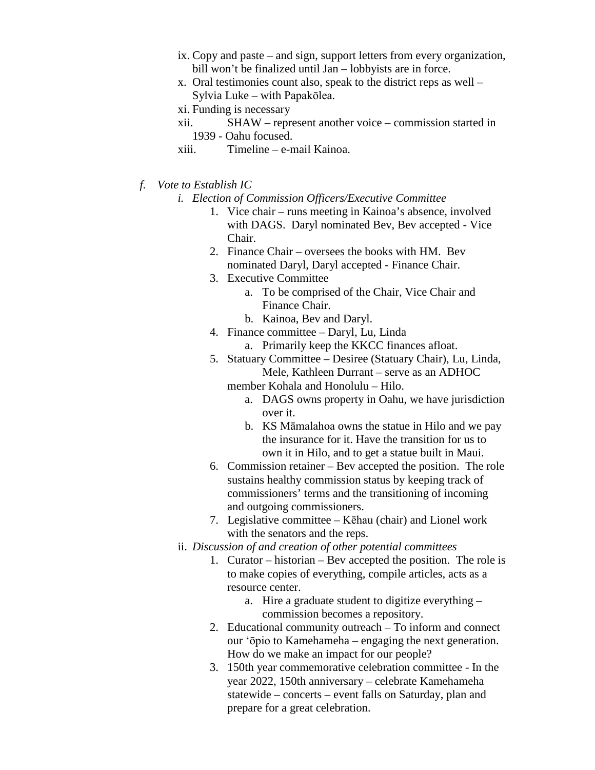ix. Copy and paste – and sign, support letters from every organization, bill won't be finalized until Jan – lobbyists are in force.

x. Oral testimonies count also, speak to the district reps as well – Sylvia Luke – with Papakōlea.

xi. Funding is necessary

xii. SHAW – represent another voice – commission started in 1939 - Oahu focused.

xiii. Timeline – e-mail Kainoa.

*f. Vote to Establish IC*

*i. Election of Commission Officers/Executive Committee*

1. Vice chair – runs meeting in Kainoa's absence, involved with DAGS. Daryl nominated Bev, Bev accepted - Vice Chair.
2. Finance Chair – oversees the books with HM. Bev nominated Daryl, Daryl accepted - Finance Chair.
3. Executive Committee
   a. To be comprised of the Chair, Vice Chair and Finance Chair.
   b. Kainoa, Bev and Daryl.
4. Finance committee – Daryl, Lu, Linda
   a. Primarily keep the KKCC finances afloat.
5. Statuary Committee – Desiree (Statuary Chair), Lu, Linda, Mele, Kathleen Durrant – serve as an ADHOC member Kohala and Honolulu – Hilo.
   a. DAGS owns property in Oahu, we have jurisdiction over it.
   b. KS Māmalahoa owns the statue in Hilo and we pay the insurance for it. Have the transition for us to own it in Hilo, and to get a statue built in Maui.
6. Commission retainer – Bev accepted the position. The role sustains healthy commission status by keeping track of commissioners' terms and the transitioning of incoming and outgoing commissioners.
7. Legislative committee – Kēhau (chair) and Lionel work with the senators and the reps.

*ii. Discussion of and creation of other potential committees*

1. Curator – historian – Bev accepted the position. The role is to make copies of everything, compile articles, acts as a resource center.
   a. Hire a graduate student to digitize everything – commission becomes a repository.
2. Educational community outreach – To inform and connect our ʻōpio to Kamehameha – engaging the next generation. How do we make an impact for our people?
3. 150th year commemorative celebration committee - In the year 2022, 150th anniversary – celebrate Kamehameha statewide – concerts – event falls on Saturday, plan and prepare for a great celebration.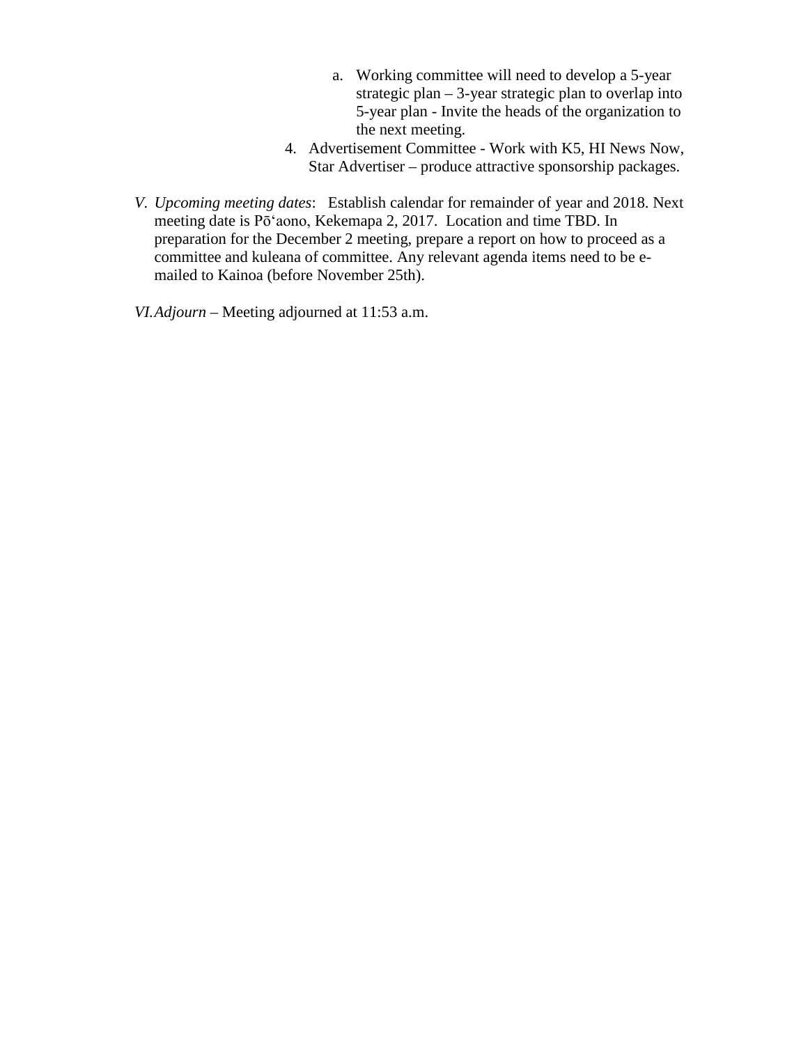a. Working committee will need to develop a 5-year strategic plan – 3-year strategic plan to overlap into 5-year plan - Invite the heads of the organization to the next meeting.

4. Advertisement Committee - Work with K5, HI News Now, Star Advertiser – produce attractive sponsorship packages.

V. *Upcoming meeting dates*: Establish calendar for remainder of year and 2018. Next meeting date is Pōʻaono, Kekemapa 2, 2017. Location and time TBD. In preparation for the December 2 meeting, prepare a report on how to proceed as a committee and kuleana of committee. Any relevant agenda items need to be e-mailed to Kainoa (before November 25th).

VI. *Adjourn* – Meeting adjourned at 11:53 a.m.